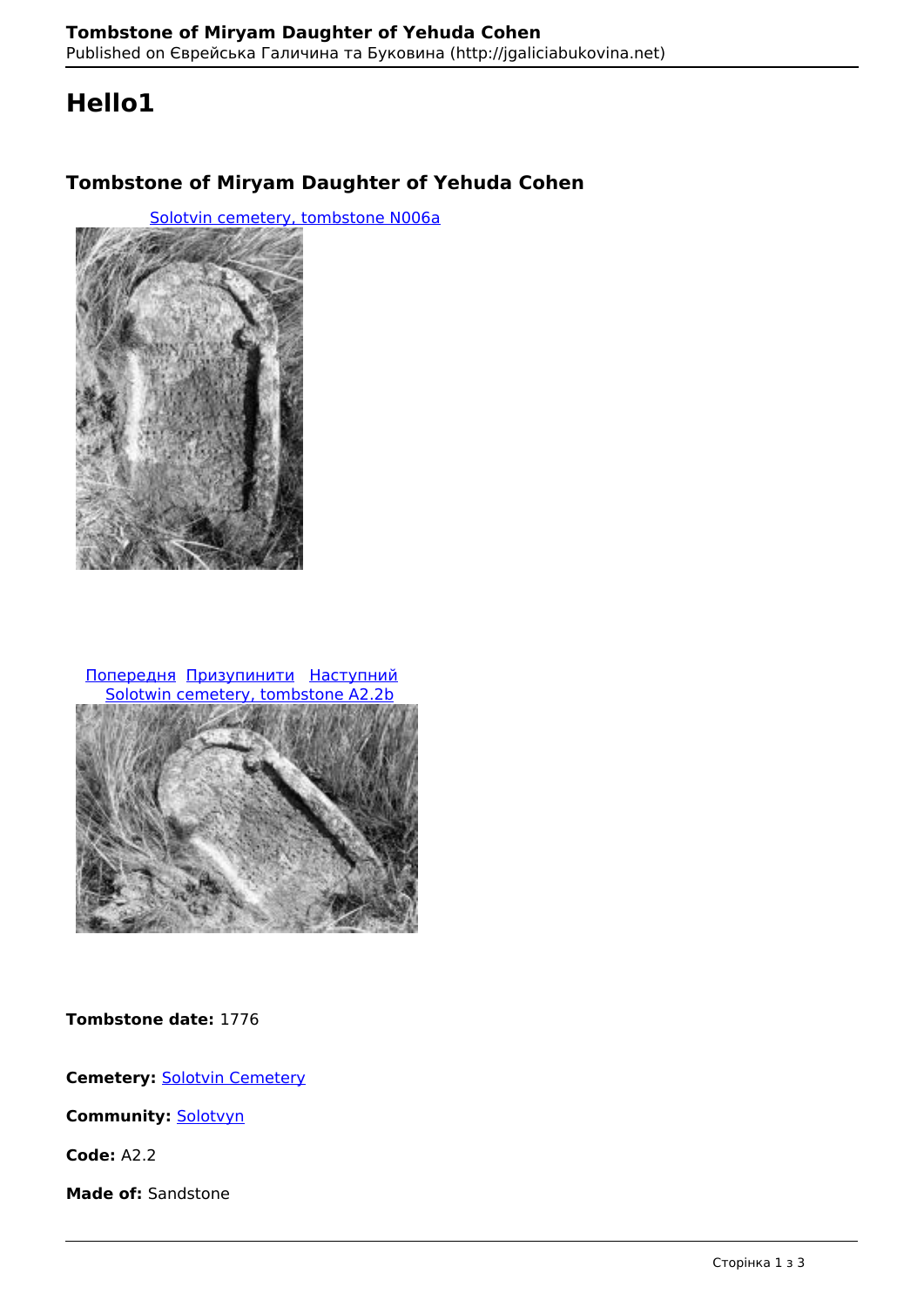# Hello1

## Tombstone of Miryam Daughter of Yehuda Cohen

[Solotvin cemetery, tombstone N006a](#)

[Попередня](#) [Призупинити](#) [Наступний](#)
[Solotwin cemetery, tombstone A2.2b](#)

**Tombstone date:** 1776

**Cemetery:** [Solotvin Cemetery](#)

**Community:** [Solotvyn](#)

**Code:** A2.2

**Made of:** Sandstone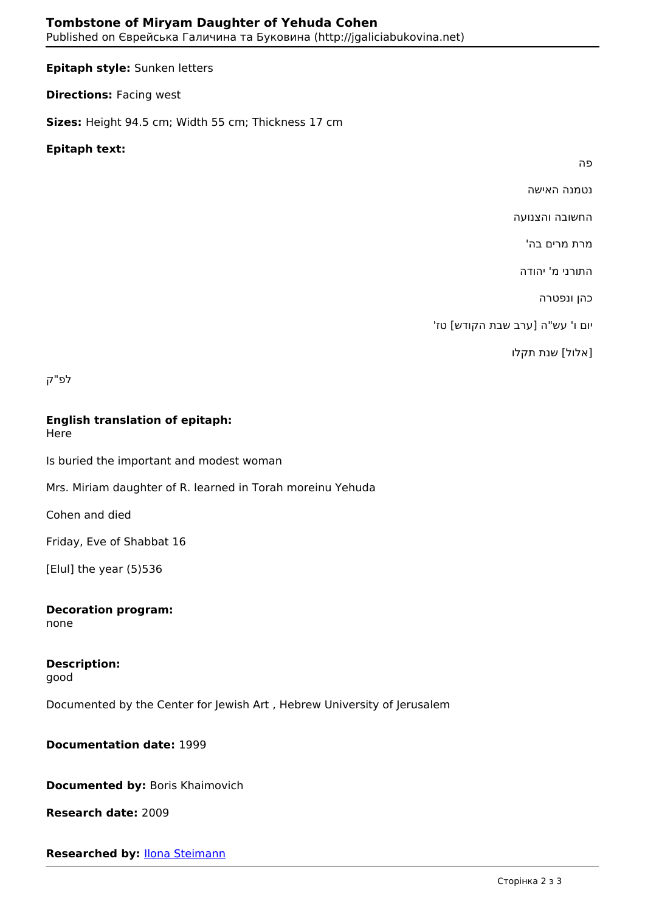**Epitaph style:** Sunken letters

**Directions:** Facing west

**Sizes:** Height 94.5 cm; Width 55 cm; Thickness 17 cm

**Epitaph text:**

פה

נטמנה האישה

החשובה והצנועה

מרת מרים בה'

התורני מ' יהודה

כהן ונפטרה

יום ו' עש"ה [ערב שבת הקודש] טז'

[אלול] שנת תקלו

לפ"ק

**English translation of epitaph:**
Here

Is buried the important and modest woman

Mrs. Miriam daughter of R. learned in Torah moreinu Yehuda

Cohen and died

Friday, Eve of Shabbat 16

[Elul] the year (5)536

**Decoration program:**
none

**Description:**
good

Documented by the Center for Jewish Art , Hebrew University of Jerusalem

**Documentation date:** 1999

**Documented by:** Boris Khaimovich

**Research date:** 2009

**Researched by:** Ilona Steimann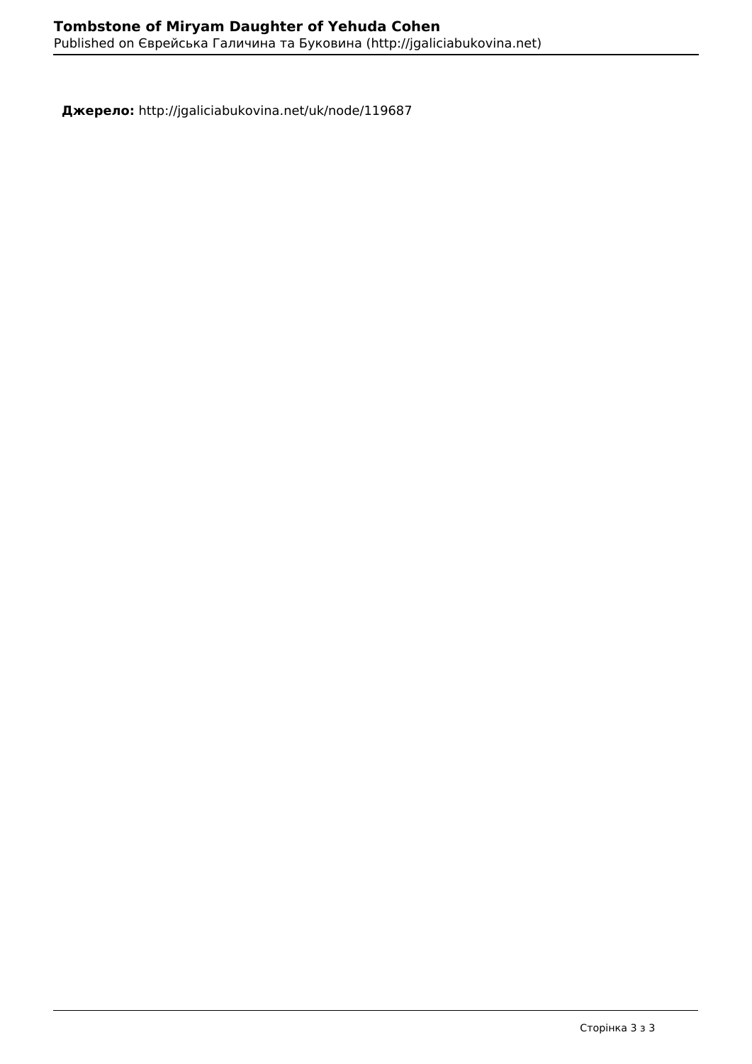**Джерело:** http://jgaliciabukovina.net/uk/node/119687